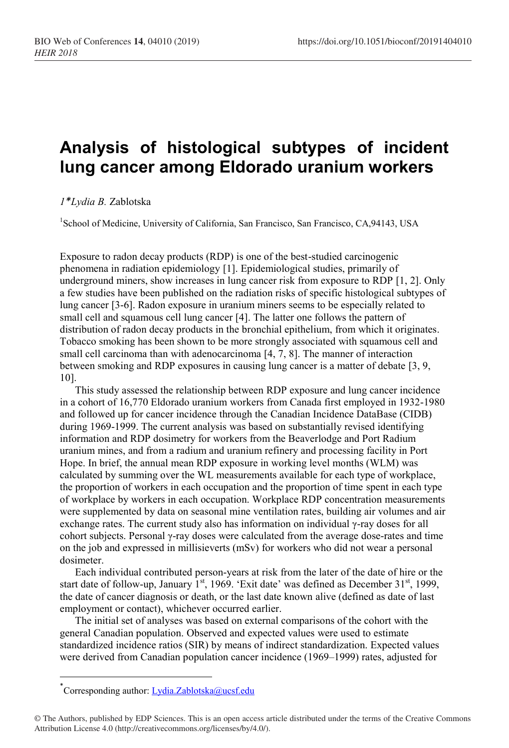# Analysis of histological subtypes of incident lung cancer among Eldorado uranium workers

*1\*Lydia B.* Zablotska

[1]School of Medicine, University of California, San Francisco, San Francisco, CA,94143, USA

Exposure to radon decay products (RDP) is one of the best-studied carcinogenic phenomena in radiation epidemiology [1]. Epidemiological studies, primarily of underground miners, show increases in lung cancer risk from exposure to RDP [1, 2]. Only a few studies have been published on the radiation risks of specific histological subtypes of lung cancer [3-6]. Radon exposure in uranium miners seems to be especially related to small cell and squamous cell lung cancer [4]. The latter one follows the pattern of distribution of radon decay products in the bronchial epithelium, from which it originates. Tobacco smoking has been shown to be more strongly associated with squamous cell and small cell carcinoma than with adenocarcinoma [4, 7, 8]. The manner of interaction between smoking and RDP exposures in causing lung cancer is a matter of debate [3, 9, 10].

This study assessed the relationship between RDP exposure and lung cancer incidence in a cohort of 16,770 Eldorado uranium workers from Canada first employed in 1932-1980 and followed up for cancer incidence through the Canadian Incidence DataBase (CIDB) during 1969-1999. The current analysis was based on substantially revised identifying information and RDP dosimetry for workers from the Beaverlodge and Port Radium uranium mines, and from a radium and uranium refinery and processing facility in Port Hope. In brief, the annual mean RDP exposure in working level months (WLM) was calculated by summing over the WL measurements available for each type of workplace, the proportion of workers in each occupation and the proportion of time spent in each type of workplace by workers in each occupation. Workplace RDP concentration measurements were supplemented by data on seasonal mine ventilation rates, building air volumes and air exchange rates. The current study also has information on individual $\gamma$-ray doses for all cohort subjects. Personal $\gamma$-ray doses were calculated from the average dose-rates and time on the job and expressed in millisieverts (mSv) for workers who did not wear a personal dosimeter.

Each individual contributed person-years at risk from the later of the date of hire or the start date of follow-up, January 1st, 1969. 'Exit date' was defined as December 31st, 1999, the date of cancer diagnosis or death, or the last date known alive (defined as date of last employment or contact), whichever occurred earlier.

The initial set of analyses was based on external comparisons of the cohort with the general Canadian population. Observed and expected values were used to estimate standardized incidence ratios (SIR) by means of indirect standardization. Expected values were derived from Canadian population cancer incidence (1969–1999) rates, adjusted for

---

\* Corresponding author: Lydia.Zablotska@ucsf.edu

© The Authors, published by EDP Sciences. This is an open access article distributed under the terms of the Creative Commons Attribution License 4.0 (http://creativecommons.org/licenses/by/4.0/).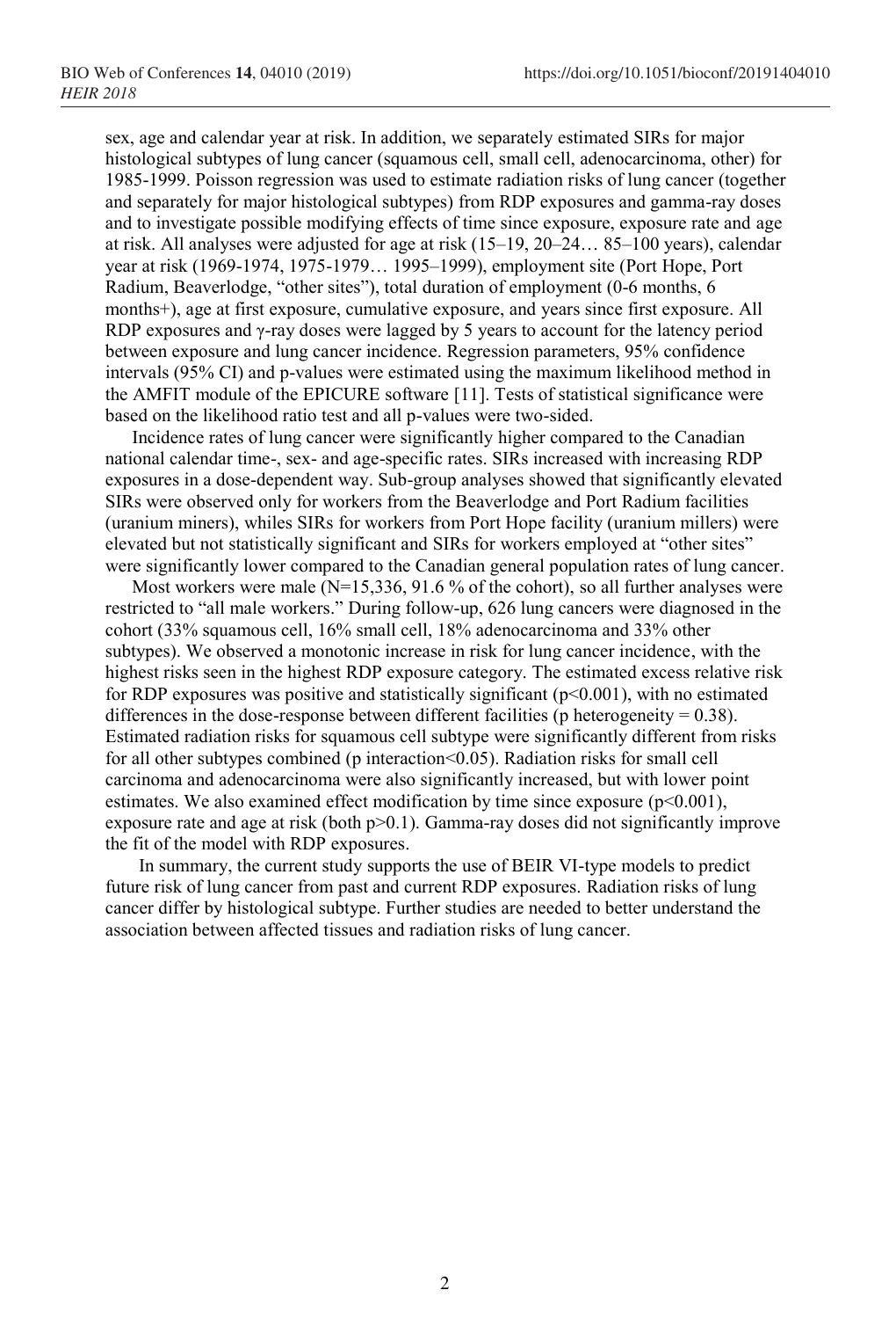sex, age and calendar year at risk. In addition, we separately estimated SIRs for major histological subtypes of lung cancer (squamous cell, small cell, adenocarcinoma, other) for 1985-1999. Poisson regression was used to estimate radiation risks of lung cancer (together and separately for major histological subtypes) from RDP exposures and gamma-ray doses and to investigate possible modifying effects of time since exposure, exposure rate and age at risk. All analyses were adjusted for age at risk (15–19, 20–24… 85–100 years), calendar year at risk (1969-1974, 1975-1979… 1995–1999), employment site (Port Hope, Port Radium, Beaverlodge, "other sites"), total duration of employment (0-6 months, 6 months+), age at first exposure, cumulative exposure, and years since first exposure. All RDP exposures and γ-ray doses were lagged by 5 years to account for the latency period between exposure and lung cancer incidence. Regression parameters, 95% confidence intervals (95% CI) and p-values were estimated using the maximum likelihood method in the AMFIT module of the EPICURE software [11]. Tests of statistical significance were based on the likelihood ratio test and all p-values were two-sided.

Incidence rates of lung cancer were significantly higher compared to the Canadian national calendar time-, sex- and age-specific rates. SIRs increased with increasing RDP exposures in a dose-dependent way. Sub-group analyses showed that significantly elevated SIRs were observed only for workers from the Beaverlodge and Port Radium facilities (uranium miners), whiles SIRs for workers from Port Hope facility (uranium millers) were elevated but not statistically significant and SIRs for workers employed at "other sites" were significantly lower compared to the Canadian general population rates of lung cancer.

Most workers were male (N=15,336, 91.6 % of the cohort), so all further analyses were restricted to "all male workers." During follow-up, 626 lung cancers were diagnosed in the cohort (33% squamous cell, 16% small cell, 18% adenocarcinoma and 33% other subtypes). We observed a monotonic increase in risk for lung cancer incidence, with the highest risks seen in the highest RDP exposure category. The estimated excess relative risk for RDP exposures was positive and statistically significant ($p<0.001$), with no estimated differences in the dose-response between different facilities (p heterogeneity = 0.38). Estimated radiation risks for squamous cell subtype were significantly different from risks for all other subtypes combined (p interaction<0.05). Radiation risks for small cell carcinoma and adenocarcinoma were also significantly increased, but with lower point estimates. We also examined effect modification by time since exposure ($p<0.001$), exposure rate and age at risk (both $p>0.1$). Gamma-ray doses did not significantly improve the fit of the model with RDP exposures.

In summary, the current study supports the use of BEIR VI-type models to predict future risk of lung cancer from past and current RDP exposures. Radiation risks of lung cancer differ by histological subtype. Further studies are needed to better understand the association between affected tissues and radiation risks of lung cancer.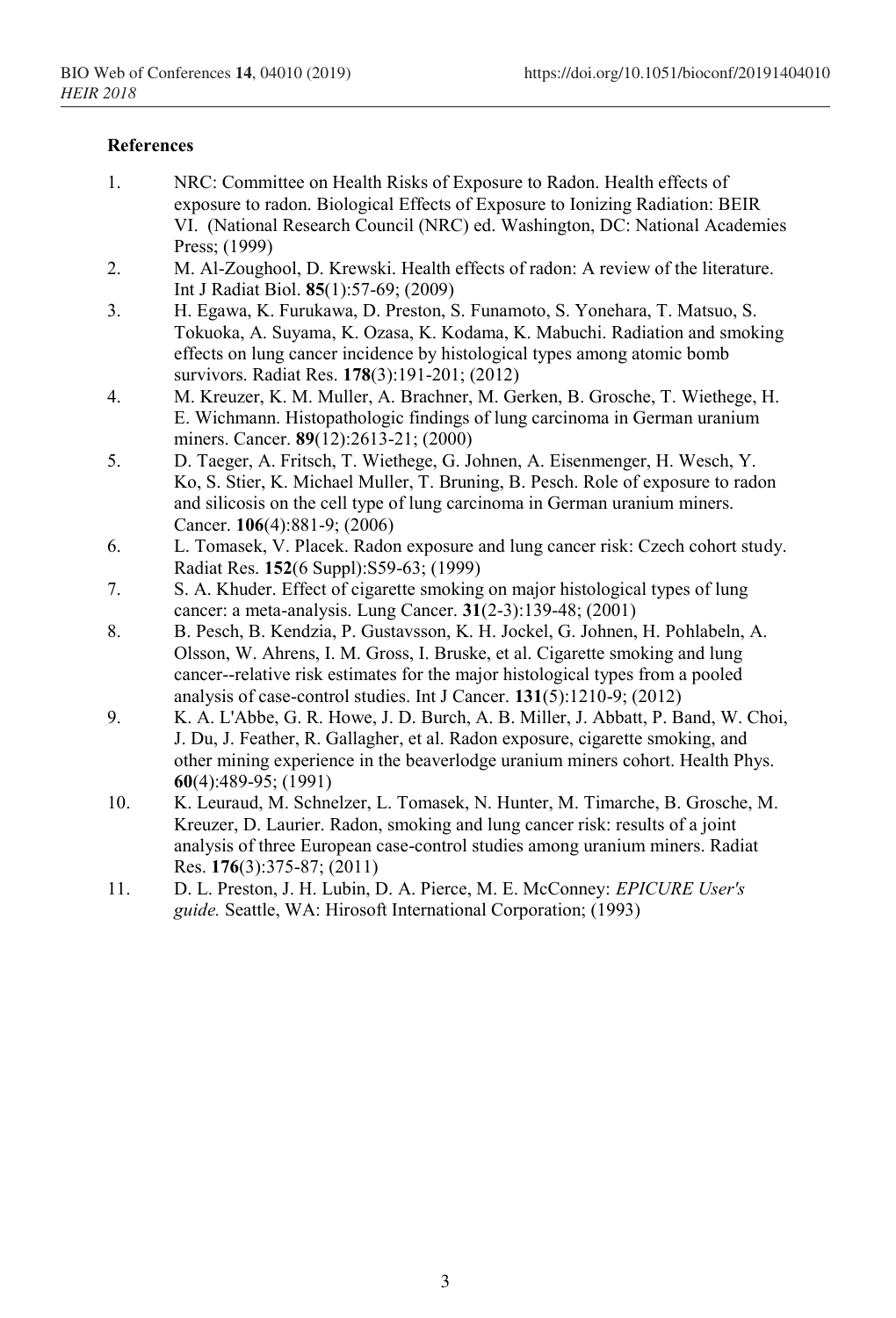**References**

1. NRC: Committee on Health Risks of Exposure to Radon. Health effects of exposure to radon. Biological Effects of Exposure to Ionizing Radiation: BEIR VI. (National Research Council (NRC) ed. Washington, DC: National Academies Press; (1999)
2. M. Al-Zoughool, D. Krewski. Health effects of radon: A review of the literature. Int J Radiat Biol. **85**(1):57-69; (2009)
3. H. Egawa, K. Furukawa, D. Preston, S. Funamoto, S. Yonehara, T. Matsuo, S. Tokuoka, A. Suyama, K. Ozasa, K. Kodama, K. Mabuchi. Radiation and smoking effects on lung cancer incidence by histological types among atomic bomb survivors. Radiat Res. **178**(3):191-201; (2012)
4. M. Kreuzer, K. M. Muller, A. Brachner, M. Gerken, B. Grosche, T. Wiethege, H. E. Wichmann. Histopathologic findings of lung carcinoma in German uranium miners. Cancer. **89**(12):2613-21; (2000)
5. D. Taeger, A. Fritsch, T. Wiethege, G. Johnen, A. Eisenmenger, H. Wesch, Y. Ko, S. Stier, K. Michael Muller, T. Bruning, B. Pesch. Role of exposure to radon and silicosis on the cell type of lung carcinoma in German uranium miners. Cancer. **106**(4):881-9; (2006)
6. L. Tomasek, V. Placek. Radon exposure and lung cancer risk: Czech cohort study. Radiat Res. **152**(6 Suppl):S59-63; (1999)
7. S. A. Khuder. Effect of cigarette smoking on major histological types of lung cancer: a meta-analysis. Lung Cancer. **31**(2-3):139-48; (2001)
8. B. Pesch, B. Kendzia, P. Gustavsson, K. H. Jockel, G. Johnen, H. Pohlabeln, A. Olsson, W. Ahrens, I. M. Gross, I. Bruske, et al. Cigarette smoking and lung cancer--relative risk estimates for the major histological types from a pooled analysis of case-control studies. Int J Cancer. **131**(5):1210-9; (2012)
9. K. A. L'Abbe, G. R. Howe, J. D. Burch, A. B. Miller, J. Abbatt, P. Band, W. Choi, J. Du, J. Feather, R. Gallagher, et al. Radon exposure, cigarette smoking, and other mining experience in the beaverlodge uranium miners cohort. Health Phys. **60**(4):489-95; (1991)
10. K. Leuraud, M. Schnelzer, L. Tomasek, N. Hunter, M. Timarche, B. Grosche, M. Kreuzer, D. Laurier. Radon, smoking and lung cancer risk: results of a joint analysis of three European case-control studies among uranium miners. Radiat Res. **176**(3):375-87; (2011)
11. D. L. Preston, J. H. Lubin, D. A. Pierce, M. E. McConney: *EPICURE User's guide.* Seattle, WA: Hirosoft International Corporation; (1993)